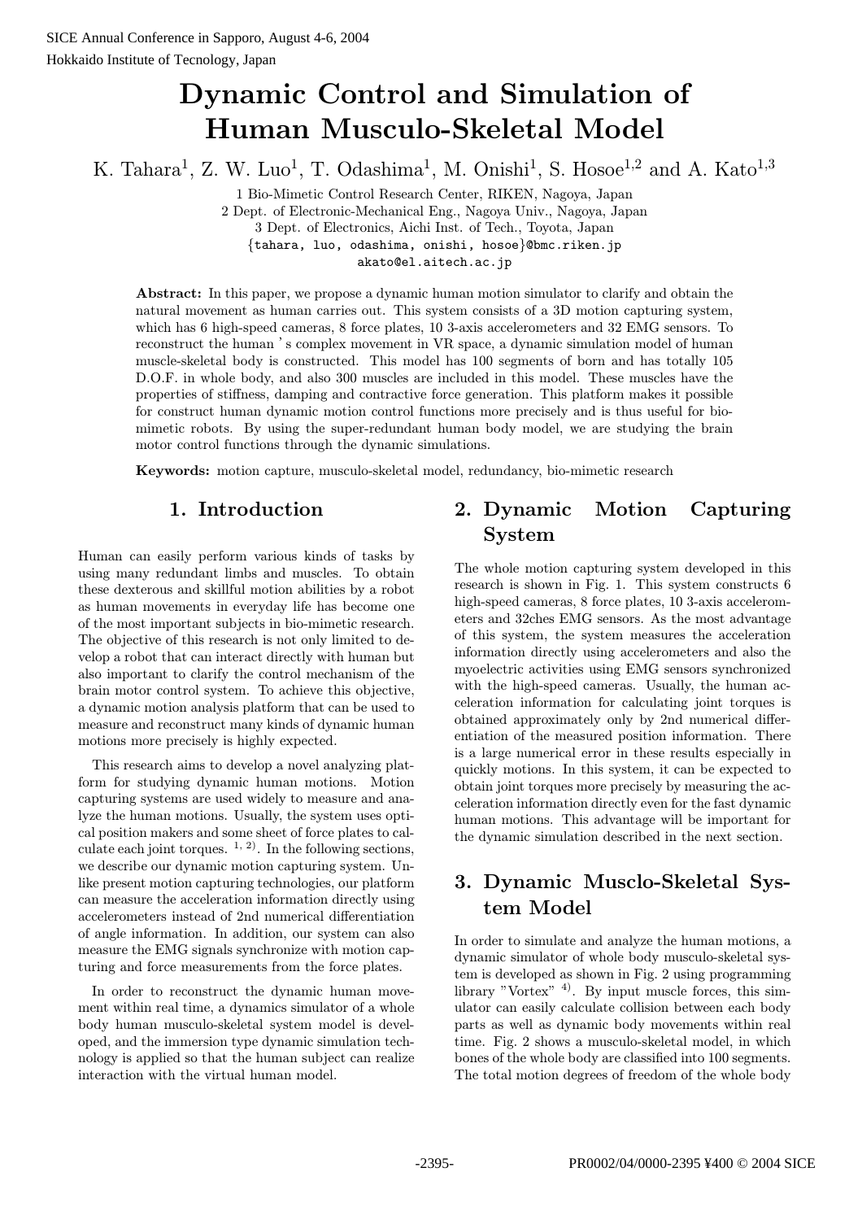# Dynamic Control and Simulation of Human Musculo-Skeletal Model

K. Tahara[1], Z. W. Luo[1], T. Odashima[1], M. Onishi[1], S. Hosoe[1,2] and A. Kato[1,3]

1 Bio-Mimetic Control Research Center, RIKEN, Nagoya, Japan
2 Dept. of Electronic-Mechanical Eng., Nagoya Univ., Nagoya, Japan
3 Dept. of Electronics, Aichi Inst. of Tech., Toyota, Japan
{tahara, luo, odashima, onishi, hosoe}@bmc.riken.jp
akato@el.aitech.ac.jp

**Abstract:** In this paper, we propose a dynamic human motion simulator to clarify and obtain the natural movement as human carries out. This system consists of a 3D motion capturing system, which has 6 high-speed cameras, 8 force plates, 10 3-axis accelerometers and 32 EMG sensors. To reconstruct the human 's complex movement in VR space, a dynamic simulation model of human muscle-skeletal body is constructed. This model has 100 segments of born and has totally 105 D.O.F. in whole body, and also 300 muscles are included in this model. These muscles have the properties of stiffness, damping and contractive force generation. This platform makes it possible for construct human dynamic motion control functions more precisely and is thus useful for bio-mimetic robots. By using the super-redundant human body model, we are studying the brain motor control functions through the dynamic simulations.

**Keywords:** motion capture, musculo-skeletal model, redundancy, bio-mimetic research

## 1. Introduction

Human can easily perform various kinds of tasks by using many redundant limbs and muscles. To obtain these dexterous and skillful motion abilities by a robot as human movements in everyday life has become one of the most important subjects in bio-mimetic research. The objective of this research is not only limited to develop a robot that can interact directly with human but also important to clarify the control mechanism of the brain motor control system. To achieve this objective, a dynamic motion analysis platform that can be used to measure and reconstruct many kinds of dynamic human motions more precisely is highly expected.

This research aims to develop a novel analyzing platform for studying dynamic human motions. Motion capturing systems are used widely to measure and analyze the human motions. Usually, the system uses optical position makers and some sheet of force plates to calculate each joint torques. [1, 2]. In the following sections, we describe our dynamic motion capturing system. Unlike present motion capturing technologies, our platform can measure the acceleration information directly using accelerometers instead of 2nd numerical differentiation of angle information. In addition, our system can also measure the EMG signals synchronize with motion capturing and force measurements from the force plates.

In order to reconstruct the dynamic human movement within real time, a dynamics simulator of a whole body human musculo-skeletal system model is developed, and the immersion type dynamic simulation technology is applied so that the human subject can realize interaction with the virtual human model.

## 2. Dynamic Motion Capturing System

The whole motion capturing system developed in this research is shown in Fig. 1. This system constructs 6 high-speed cameras, 8 force plates, 10 3-axis accelerometers and 32ches EMG sensors. As the most advantage of this system, the system measures the acceleration information directly using accelerometers and also the myoelectric activities using EMG sensors synchronized with the high-speed cameras. Usually, the human acceleration information for calculating joint torques is obtained approximately only by 2nd numerical differentiation of the measured position information. There is a large numerical error in these results especially in quickly motions. In this system, it can be expected to obtain joint torques more precisely by measuring the acceleration information directly even for the fast dynamic human motions. This advantage will be important for the dynamic simulation described in the next section.

## 3. Dynamic Musclo-Skeletal System Model

In order to simulate and analyze the human motions, a dynamic simulator of whole body musculo-skeletal system is developed as shown in Fig. 2 using programming library "Vortex" [4]. By input muscle forces, this simulator can easily calculate collision between each body parts as well as dynamic body movements within real time. Fig. 2 shows a musculo-skeletal model, in which bones of the whole body are classified into 100 segments. The total motion degrees of freedom of the whole body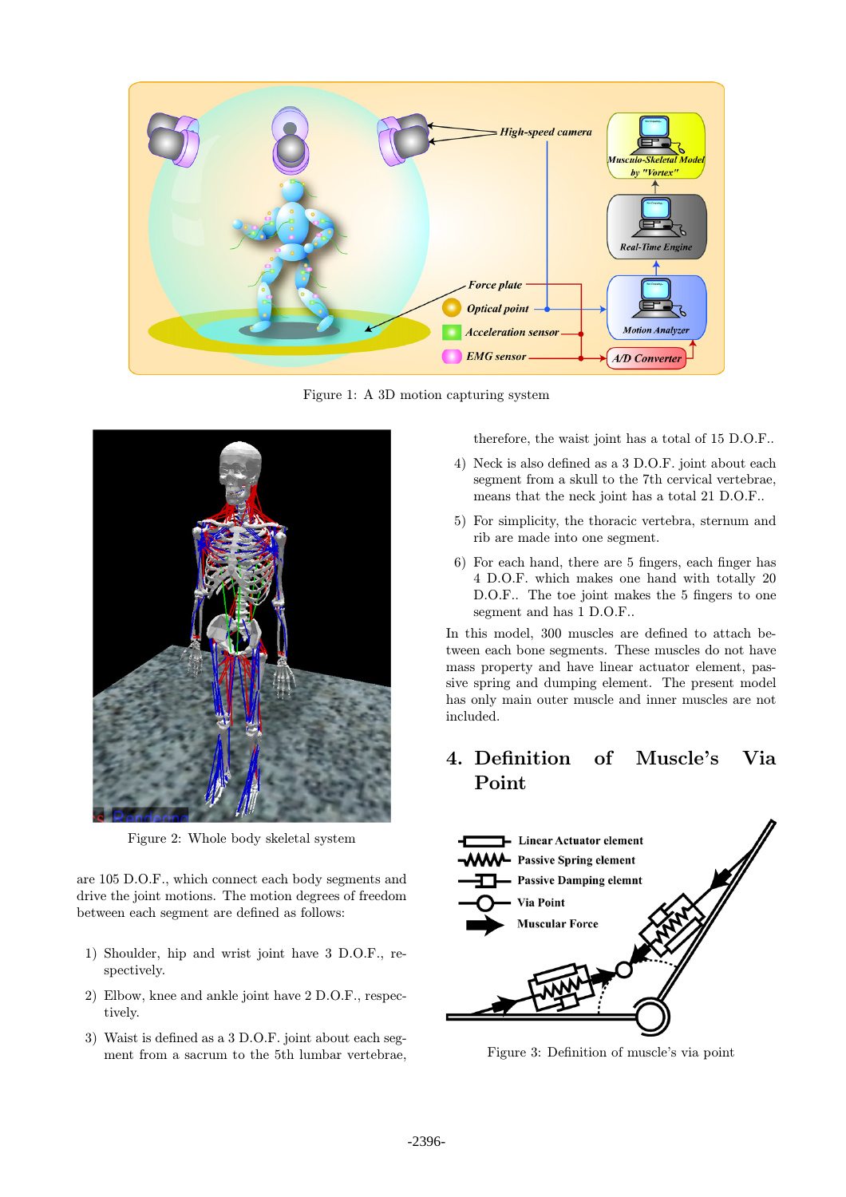Figure 1: A 3D motion capturing system

Figure 2: Whole body skeletal system

are 105 D.O.F., which connect each body segments and drive the joint motions. The motion degrees of freedom between each segment are defined as follows:

1) Shoulder, hip and wrist joint have 3 D.O.F., respectively.

2) Elbow, knee and ankle joint have 2 D.O.F., respectively.

3) Waist is defined as a 3 D.O.F. joint about each segment from a sacrum to the 5th lumbar vertebrae, therefore, the waist joint has a total of 15 D.O.F..

4) Neck is also defined as a 3 D.O.F. joint about each segment from a skull to the 7th cervical vertebrae, means that the neck joint has a total 21 D.O.F..

5) For simplicity, the thoracic vertebra, sternum and rib are made into one segment.

6) For each hand, there are 5 fingers, each finger has 4 D.O.F. which makes one hand with totally 20 D.O.F.. The toe joint makes the 5 fingers to one segment and has 1 D.O.F..

In this model, 300 muscles are defined to attach between each bone segments. These muscles do not have mass property and have linear actuator element, passive spring and dumping element. The present model has only main outer muscle and inner muscles are not included.

## 4. Definition of Muscle's Via Point

Figure 3: Definition of muscle's via point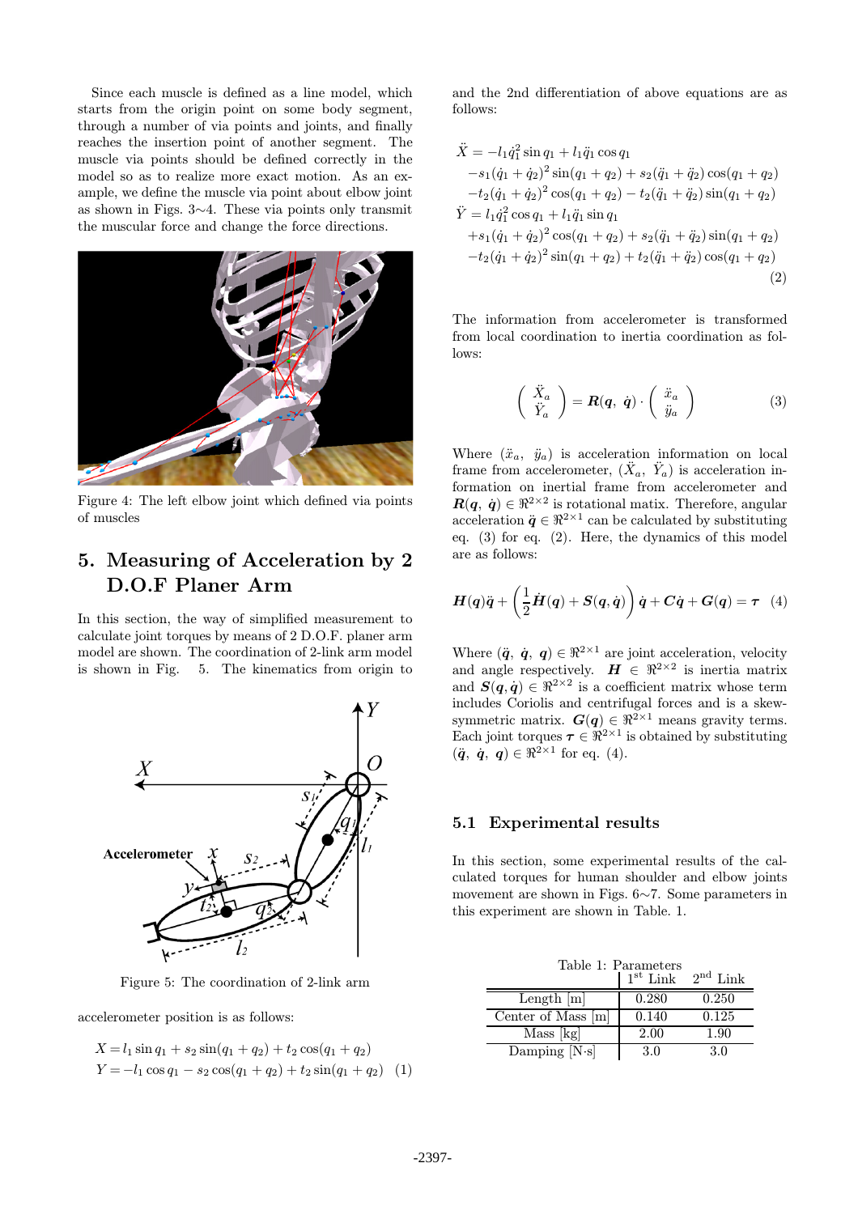Since each muscle is defined as a line model, which starts from the origin point on some body segment, through a number of via points and joints, and finally reaches the insertion point of another segment. The muscle via points should be defined correctly in the model so as to realize more exact motion. As an example, we define the muscle via point about elbow joint as shown in Figs. 3∼4. These via points only transmit the muscular force and change the force directions.

Figure 4: The left elbow joint which defined via points of muscles

## 5. Measuring of Acceleration by 2 D.O.F Planer Arm

In this section, the way of simplified measurement to calculate joint torques by means of 2 D.O.F. planer arm model are shown. The coordination of 2-link arm model is shown in Fig. 5. The kinematics from origin to accelerometer position is as follows:

Figure 5: The coordination of 2-link arm

$$
\begin{aligned}
X &= l_1 \sin q_1 + s_2 \sin(q_1 + q_2) + t_2 \cos(q_1 + q_2) \\
Y &= -l_1 \cos q_1 - s_2 \cos(q_1 + q_2) + t_2 \sin(q_1 + q_2)
\end{aligned} \quad (1)
$$

and the 2nd differentiation of above equations are as follows:

$$
\begin{aligned}
\ddot{X} &= -l_1 \dot{q}_1^2 \sin q_1 + l_1 \ddot{q}_1 \cos q_1 \\
&\quad - s_1 (\dot{q}_1 + \dot{q}_2)^2 \sin(q_1 + q_2) + s_2 (\ddot{q}_1 + \ddot{q}_2) \cos(q_1 + q_2) \\
&\quad - t_2 (\dot{q}_1 + \dot{q}_2)^2 \cos(q_1 + q_2) - t_2 (\ddot{q}_1 + \ddot{q}_2) \sin(q_1 + q_2) \\
\ddot{Y} &= l_1 \dot{q}_1^2 \cos q_1 + l_1 \ddot{q}_1 \sin q_1 \\
&\quad + s_1 (\dot{q}_1 + \dot{q}_2)^2 \cos(q_1 + q_2) + s_2 (\ddot{q}_1 + \ddot{q}_2) \sin(q_1 + q_2) \\
&\quad - t_2 (\dot{q}_1 + \dot{q}_2)^2 \sin(q_1 + q_2) + t_2 (\ddot{q}_1 + \ddot{q}_2) \cos(q_1 + q_2)
\end{aligned} \quad (2)
$$

The information from accelerometer is transformed from local coordination to inertia coordination as follows:

$$
\begin{pmatrix} \ddot{X}_a \\ \ddot{Y}_a \end{pmatrix} = \boldsymbol{R}(\boldsymbol{q},\ \dot{\boldsymbol{q}}) \cdot \begin{pmatrix} \ddot{x}_a \\ \ddot{y}_a \end{pmatrix} \quad (3)
$$

Where $(\ddot{x}_a,\ \ddot{y}_a)$ is acceleration information on local frame from accelerometer, $(\ddot{X}_a,\ \ddot{Y}_a)$ is acceleration information on inertial frame from accelerometer and $\boldsymbol{R}(\boldsymbol{q},\ \dot{\boldsymbol{q}}) \in \Re^{2\times 2}$ is rotational matix. Therefore, angular acceleration $\ddot{\boldsymbol{q}} \in \Re^{2\times 1}$ can be calculated by substituting eq. (3) for eq. (2). Here, the dynamics of this model are as follows:

$$
\boldsymbol{H}(\boldsymbol{q})\ddot{\boldsymbol{q}} + \left(\frac{1}{2}\dot{\boldsymbol{H}}(\boldsymbol{q}) + \boldsymbol{S}(\boldsymbol{q}, \dot{\boldsymbol{q}})\right)\dot{\boldsymbol{q}} + \boldsymbol{C}\dot{\boldsymbol{q}} + \boldsymbol{G}(\boldsymbol{q}) = \boldsymbol{\tau} \quad (4)
$$

Where $(\ddot{\boldsymbol{q}},\ \dot{\boldsymbol{q}},\ \boldsymbol{q}) \in \Re^{2\times 1}$ are joint acceleration, velocity and angle respectively. $\boldsymbol{H} \in \Re^{2\times 2}$ is inertia matrix and $\boldsymbol{S}(\boldsymbol{q}, \dot{\boldsymbol{q}}) \in \Re^{2\times 2}$ is a coefficient matrix whose term includes Coriolis and centrifugal forces and is a skew-symmetric matrix. $\boldsymbol{G}(\boldsymbol{q}) \in \Re^{2\times 1}$ means gravity terms. Each joint torques $\boldsymbol{\tau} \in \Re^{2\times 1}$ is obtained by substituting $(\ddot{\boldsymbol{q}},\ \dot{\boldsymbol{q}},\ \boldsymbol{q}) \in \Re^{2\times 1}$ for eq. (4).

### 5.1 Experimental results

In this section, some experimental results of the calculated torques for human shoulder and elbow joints movement are shown in Figs. 6∼7. Some parameters in this experiment are shown in Table. 1.

Table 1: Parameters

| | 1st Link | 2nd Link |
|---|---|---|
| Length [m] | 0.280 | 0.250 |
| Center of Mass [m] | 0.140 | 0.125 |
| Mass [kg] | 2.00 | 1.90 |
| Damping [N·s] | 3.0 | 3.0 |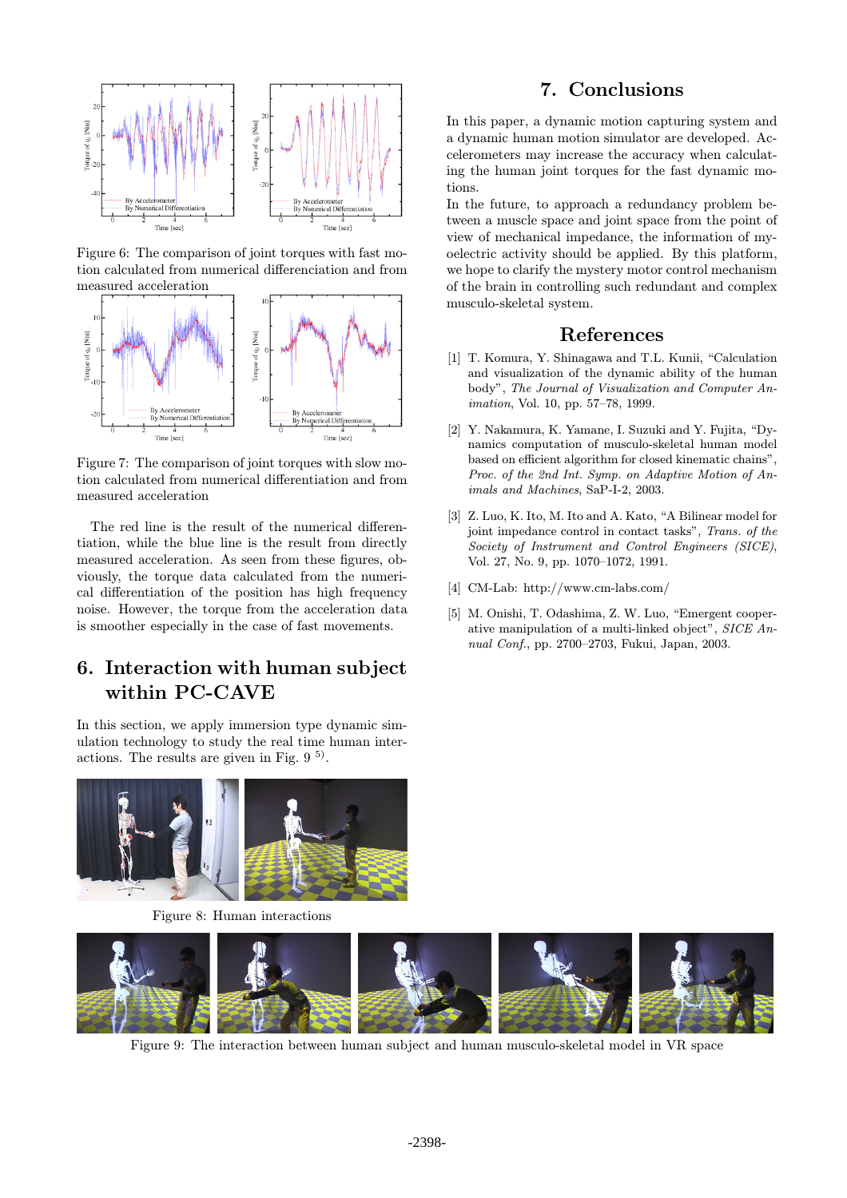20
0
-20
-40
Torque of $q_1$ [Nm]
By Accelerometer
By Numerical Differentiation
0 2 4 6
Time [sec]

20
0
-20
Torque of $q_2$ [Nm]
By Accelerometer
By Numerical Differentiation
0 2 4 6
Time [sec]

Figure 6: The comparison of joint torques with fast motion calculated from numerical differenciation and from measured acceleration

10
0
-10
-20
Torque of $q_1$ [Nm]
By Accelerometer
By Numerical Differentiation
0 2 4 6
Time [sec]

10
0
-10
Torque of $q_2$ [Nm]
By Accelerometer
By Numerical Differentiation
0 2 4 6
Time [sec]

Figure 7: The comparison of joint torques with slow motion calculated from numerical differentiation and from measured acceleration

The red line is the result of the numerical differentiation, while the blue line is the result from directly measured acceleration. As seen from these figures, obviously, the torque data calculated from the numerical differentiation of the position has high frequency noise. However, the torque from the acceleration data is smoother especially in the case of fast movements.

## 6. Interaction with human subject within PC-CAVE

In this section, we apply immersion type dynamic simulation technology to study the real time human interactions. The results are given in Fig. 9 [5].

Figure 8: Human interactions

Figure 9: The interaction between human subject and human musculo-skeletal model in VR space

## 7. Conclusions

In this paper, a dynamic motion capturing system and a dynamic human motion simulator are developed. Accelerometers may increase the accuracy when calculating the human joint torques for the fast dynamic motions.

In the future, to approach a redundancy problem between a muscle space and joint space from the point of view of mechanical impedance, the information of myoelectric activity should be applied. By this platform, we hope to clarify the mystery motor control mechanism of the brain in controlling such redundant and complex musculo-skeletal system.

## References

[1] T. Komura, Y. Shinagawa and T.L. Kunii, "Calculation and visualization of the dynamic ability of the human body", *The Journal of Visualization and Computer Animation*, Vol. 10, pp. 57–78, 1999.

[2] Y. Nakamura, K. Yamane, I. Suzuki and Y. Fujita, "Dynamics computation of musculo-skeletal human model based on efficient algorithm for closed kinematic chains", *Proc. of the 2nd Int. Symp. on Adaptive Motion of Animals and Machines*, SaP-I-2, 2003.

[3] Z. Luo, K. Ito, M. Ito and A. Kato, "A Bilinear model for joint impedance control in contact tasks", *Trans. of the Society of Instrument and Control Engineers (SICE)*, Vol. 27, No. 9, pp. 1070–1072, 1991.

[4] CM-Lab: http://www.cm-labs.com/

[5] M. Onishi, T. Odashima, Z. W. Luo, "Emergent cooperative manipulation of a multi-linked object", *SICE Annual Conf.*, pp. 2700–2703, Fukui, Japan, 2003.